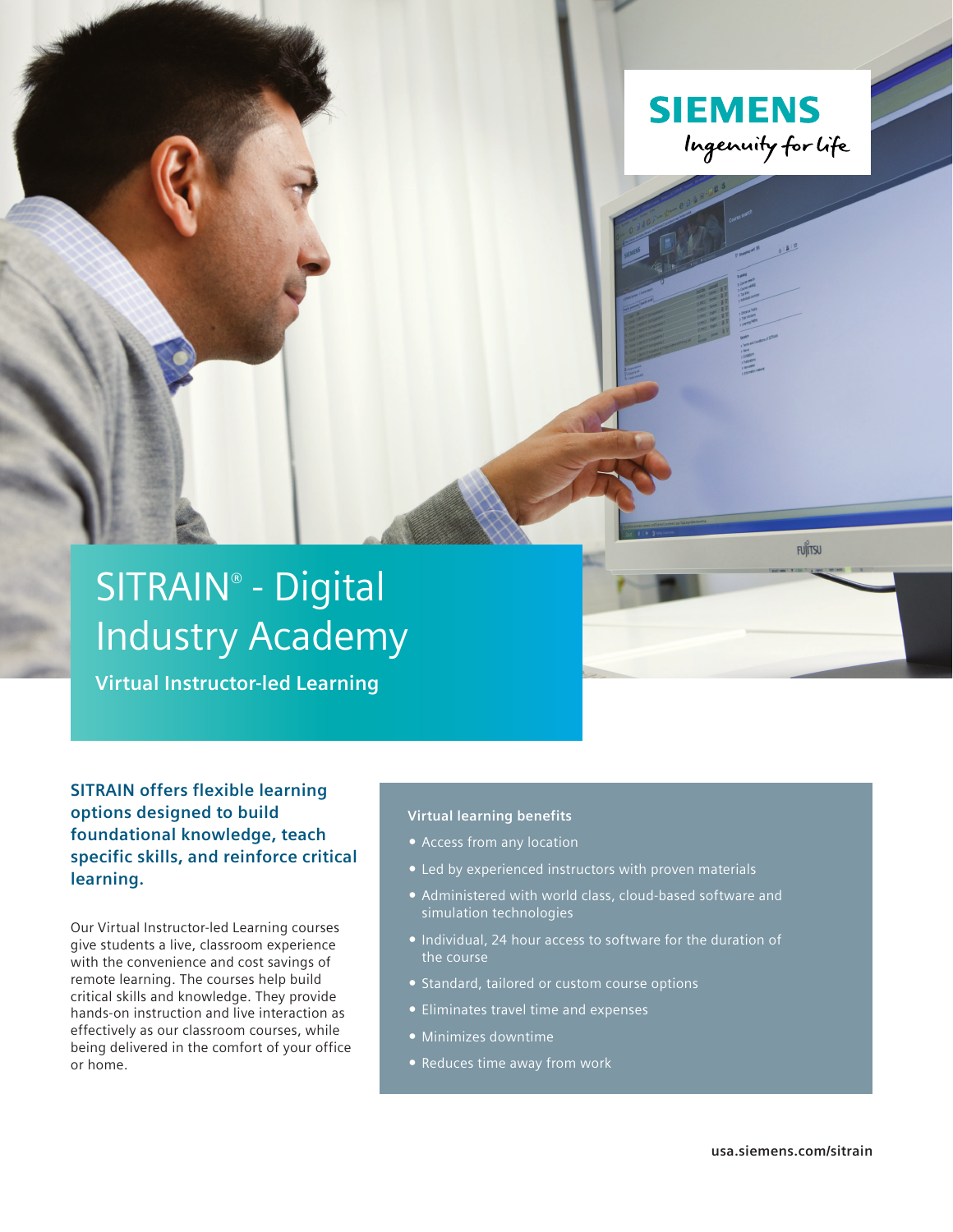SIEMENS

Ingenuity for life

# SITRAIN® - Digital Industry Academy

## Virtual Instructor-led Learning

**SITRAIN offers flexible learning options designed to build foundational knowledge, teach specific skills, and reinforce critical learning.**

Our Virtual Instructor-led Learning courses give students a live, classroom experience with the convenience and cost savings of remote learning. The courses help build critical skills and knowledge. They provide hands-on instruction and live interaction as effectively as our classroom courses, while being delivered in the comfort of your office or home.

**Virtual learning benefits**

- Access from any location
- Led by experienced instructors with proven materials
- Administered with world class, cloud-based software and simulation technologies
- Individual, 24 hour access to software for the duration of the course
- Standard, tailored or custom course options
- Eliminates travel time and expenses
- Minimizes downtime
- Reduces time away from work

usa.siemens.com/sitrain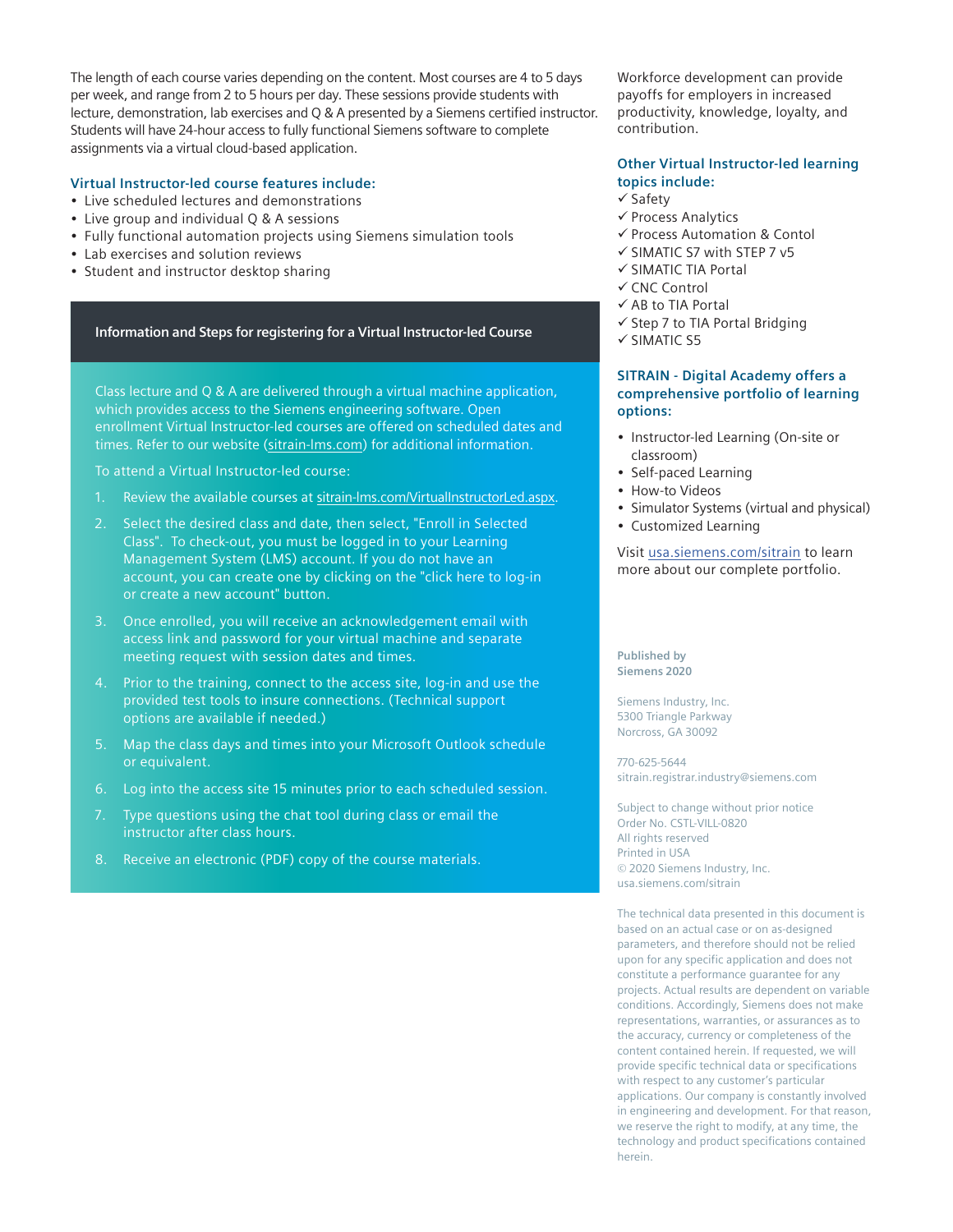The length of each course varies depending on the content. Most courses are 4 to 5 days per week, and range from 2 to 5 hours per day. These sessions provide students with lecture, demonstration, lab exercises and Q & A presented by a Siemens certified instructor. Students will have 24-hour access to fully functional Siemens software to complete assignments via a virtual cloud-based application.

### Virtual Instructor-led course features include:

- Live scheduled lectures and demonstrations
- Live group and individual Q & A sessions
- Fully functional automation projects using Siemens simulation tools
- Lab exercises and solution reviews
- Student and instructor desktop sharing

### Information and Steps for registering for a Virtual Instructor-led Course

Class lecture and Q & A are delivered through a virtual machine application, which provides access to the Siemens engineering software. Open enrollment Virtual Instructor-led courses are offered on scheduled dates and times. Refer to our website (sitrain-lms.com) for additional information.

To attend a Virtual Instructor-led course:

1. Review the available courses at sitrain-lms.com/VirtualInstructorLed.aspx.
2. Select the desired class and date, then select, "Enroll in Selected Class". To check-out, you must be logged in to your Learning Management System (LMS) account. If you do not have an account, you can create one by clicking on the "click here to log-in or create a new account" button.
3. Once enrolled, you will receive an acknowledgement email with access link and password for your virtual machine and separate meeting request with session dates and times.
4. Prior to the training, connect to the access site, log-in and use the provided test tools to insure connections. (Technical support options are available if needed.)
5. Map the class days and times into your Microsoft Outlook schedule or equivalent.
6. Log into the access site 15 minutes prior to each scheduled session.
7. Type questions using the chat tool during class or email the instructor after class hours.
8. Receive an electronic (PDF) copy of the course materials.

Workforce development can provide payoffs for employers in increased productivity, knowledge, loyalty, and contribution.

### Other Virtual Instructor-led learning topics include:

- ✓ Safety
- ✓ Process Analytics
- ✓ Process Automation & Contol
- ✓ SIMATIC S7 with STEP 7 v5
- ✓ SIMATIC TIA Portal
- ✓ CNC Control
- ✓ AB to TIA Portal
- ✓ Step 7 to TIA Portal Bridging
- ✓ SIMATIC S5

### SITRAIN - Digital Academy offers a comprehensive portfolio of learning options:

- Instructor-led Learning (On-site or classroom)
- Self-paced Learning
- How-to Videos
- Simulator Systems (virtual and physical)
- Customized Learning

Visit usa.siemens.com/sitrain to learn more about our complete portfolio.

**Published by**
**Siemens 2020**

Siemens Industry, Inc.
5300 Triangle Parkway
Norcross, GA 30092

770-625-5644
sitrain.registrar.industry@siemens.com

Subject to change without prior notice
Order No. CSTL-VILL-0820
All rights reserved
Printed in USA
© 2020 Siemens Industry, Inc.
usa.siemens.com/sitrain

The technical data presented in this document is based on an actual case or on as-designed parameters, and therefore should not be relied upon for any specific application and does not constitute a performance guarantee for any projects. Actual results are dependent on variable conditions. Accordingly, Siemens does not make representations, warranties, or assurances as to the accuracy, currency or completeness of the content contained herein. If requested, we will provide specific technical data or specifications with respect to any customer's particular applications. Our company is constantly involved in engineering and development. For that reason, we reserve the right to modify, at any time, the technology and product specifications contained herein.